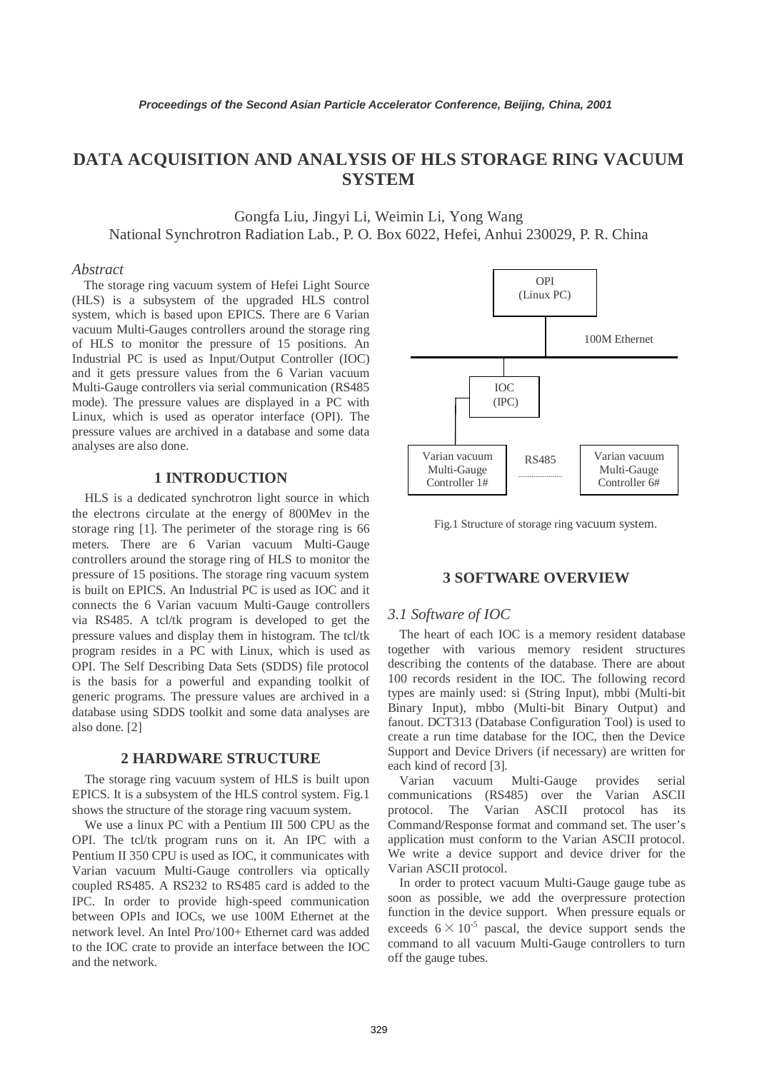# DATA ACQUISITION AND ANALYSIS OF HLS STORAGE RING VACUUM SYSTEM

Gongfa Liu, Jingyi Li, Weimin Li, Yong Wang
National Synchrotron Radiation Lab., P. O. Box 6022, Hefei, Anhui 230029, P. R. China

## *Abstract*

The storage ring vacuum system of Hefei Light Source (HLS) is a subsystem of the upgraded HLS control system, which is based upon EPICS. There are 6 Varian vacuum Multi-Gauges controllers around the storage ring of HLS to monitor the pressure of 15 positions. An Industrial PC is used as Input/Output Controller (IOC) and it gets pressure values from the 6 Varian vacuum Multi-Gauge controllers via serial communication (RS485 mode). The pressure values are displayed in a PC with Linux, which is used as operator interface (OPI). The pressure values are archived in a database and some data analyses are also done.

## 1 INTRODUCTION

HLS is a dedicated synchrotron light source in which the electrons circulate at the energy of 800Mev in the storage ring [1]. The perimeter of the storage ring is 66 meters. There are 6 Varian vacuum Multi-Gauge controllers around the storage ring of HLS to monitor the pressure of 15 positions. The storage ring vacuum system is built on EPICS. An Industrial PC is used as IOC and it connects the 6 Varian vacuum Multi-Gauge controllers via RS485. A tcl/tk program is developed to get the pressure values and display them in histogram. The tcl/tk program resides in a PC with Linux, which is used as OPI. The Self Describing Data Sets (SDDS) file protocol is the basis for a powerful and expanding toolkit of generic programs. The pressure values are archived in a database using SDDS toolkit and some data analyses are also done. [2]

## 2 HARDWARE STRUCTURE

The storage ring vacuum system of HLS is built upon EPICS. It is a subsystem of the HLS control system. Fig.1 shows the structure of the storage ring vacuum system.

We use a linux PC with a Pentium III 500 CPU as the OPI. The tcl/tk program runs on it. An IPC with a Pentium II 350 CPU is used as IOC, it communicates with Varian vacuum Multi-Gauge controllers via optically coupled RS485. A RS232 to RS485 card is added to the IPC. In order to provide high-speed communication between OPIs and IOCs, we use 100M Ethernet at the network level. An Intel Pro/100+ Ethernet card was added to the IOC crate to provide an interface between the IOC and the network.

OPI (Linux PC)

100M Ethernet

IOC (IPC)

Varian vacuum Multi-Gauge Controller 1#

RS485

Varian vacuum Multi-Gauge Controller 6#

Fig.1 Structure of storage ring vacuum system.

## 3 SOFTWARE OVERVIEW

### *3.1 Software of IOC*

The heart of each IOC is a memory resident database together with various memory resident structures describing the contents of the database. There are about 100 records resident in the IOC. The following record types are mainly used: si (String Input), mbbi (Multi-bit Binary Input), mbbo (Multi-bit Binary Output) and fanout. DCT313 (Database Configuration Tool) is used to create a run time database for the IOC, then the Device Support and Device Drivers (if necessary) are written for each kind of record [3].

Varian vacuum Multi-Gauge provides serial communications (RS485) over the Varian ASCII protocol. The Varian ASCII protocol has its Command/Response format and command set. The user's application must conform to the Varian ASCII protocol. We write a device support and device driver for the Varian ASCII protocol.

In order to protect vacuum Multi-Gauge gauge tube as soon as possible, we add the overpressure protection function in the device support. When pressure equals or exceeds $6 \times 10^{-5}$ pascal, the device support sends the command to all vacuum Multi-Gauge controllers to turn off the gauge tubes.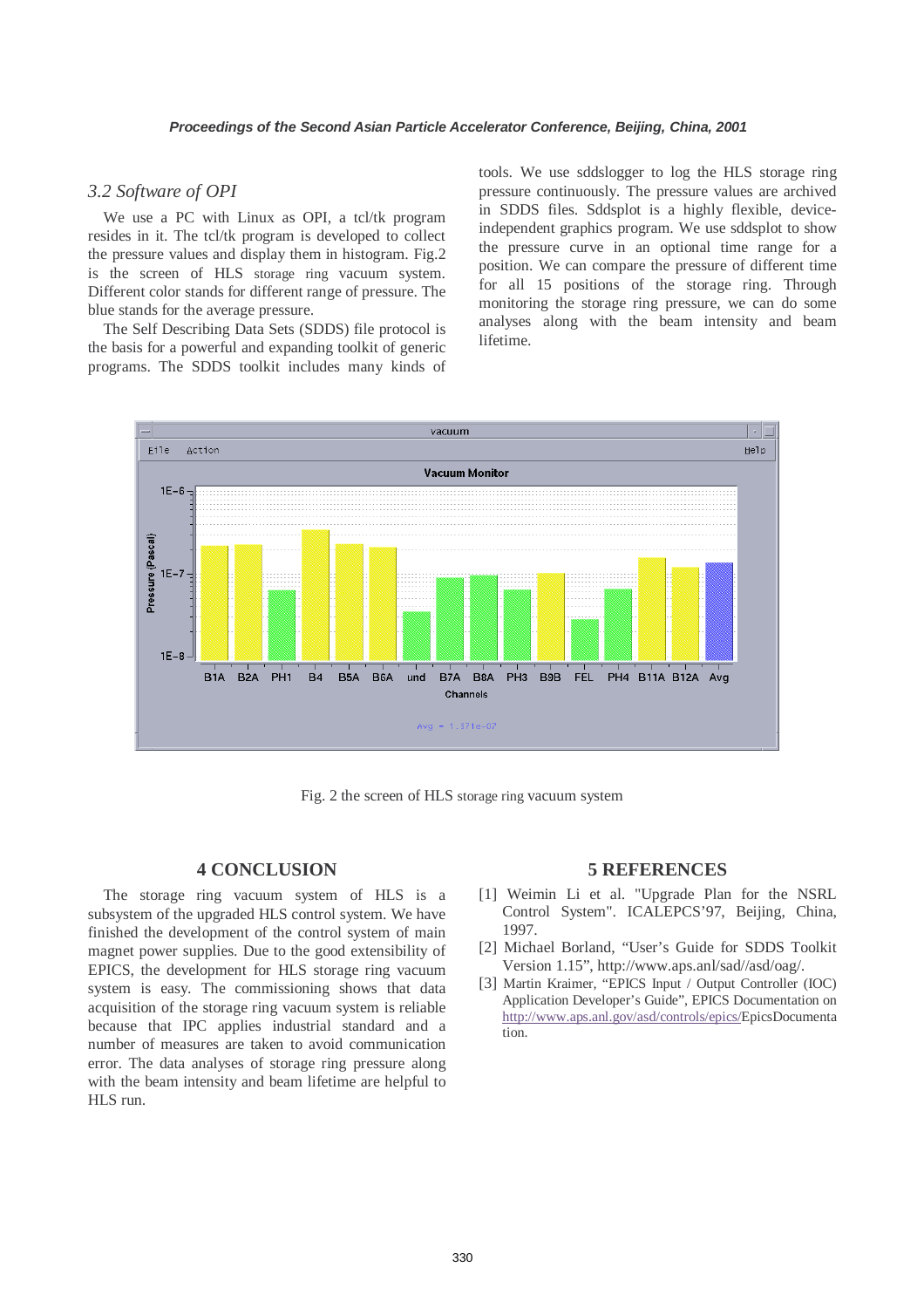### 3.2 Software of OPI

We use a PC with Linux as OPI, a tcl/tk program resides in it. The tcl/tk program is developed to collect the pressure values and display them in histogram. Fig.2 is the screen of HLS storage ring vacuum system. Different color stands for different range of pressure. The blue stands for the average pressure.

The Self Describing Data Sets (SDDS) file protocol is the basis for a powerful and expanding toolkit of generic programs. The SDDS toolkit includes many kinds of tools. We use sddslogger to log the HLS storage ring pressure continuously. The pressure values are archived in SDDS files. Sddsplot is a highly flexible, device-independent graphics program. We use sddsplot to show the pressure curve in an optional time range for a position. We can compare the pressure of different time for all 15 positions of the storage ring. Through monitoring the storage ring pressure, we can do some analyses along with the beam intensity and beam lifetime.

vacuum

File Action Help

Vacuum Monitor

Pressure (Pascal)

1E-6

1E-7

1E-8

B1A B2A PH1 B4 B5A B6A und B7A B8A PH3 B9B FEL PH4 B11A B12A Avg

Channels

Avg = 1.371e-07

Fig. 2 the screen of HLS storage ring vacuum system

## 4 CONCLUSION

The storage ring vacuum system of HLS is a subsystem of the upgraded HLS control system. We have finished the development of the control system of main magnet power supplies. Due to the good extensibility of EPICS, the development for HLS storage ring vacuum system is easy. The commissioning shows that data acquisition of the storage ring vacuum system is reliable because that IPC applies industrial standard and a number of measures are taken to avoid communication error. The data analyses of storage ring pressure along with the beam intensity and beam lifetime are helpful to HLS run.

## 5 REFERENCES

[1] Weimin Li et al. "Upgrade Plan for the NSRL Control System". ICALEPCS'97, Beijing, China, 1997.

[2] Michael Borland, "User's Guide for SDDS Toolkit Version 1.15", http://www.aps.anl/sad//asd/oag/.

[3] Martin Kraimer, "EPICS Input / Output Controller (IOC) Application Developer's Guide", EPICS Documentation on http://www.aps.anl.gov/asd/controls/epics/EpicsDocumentation.